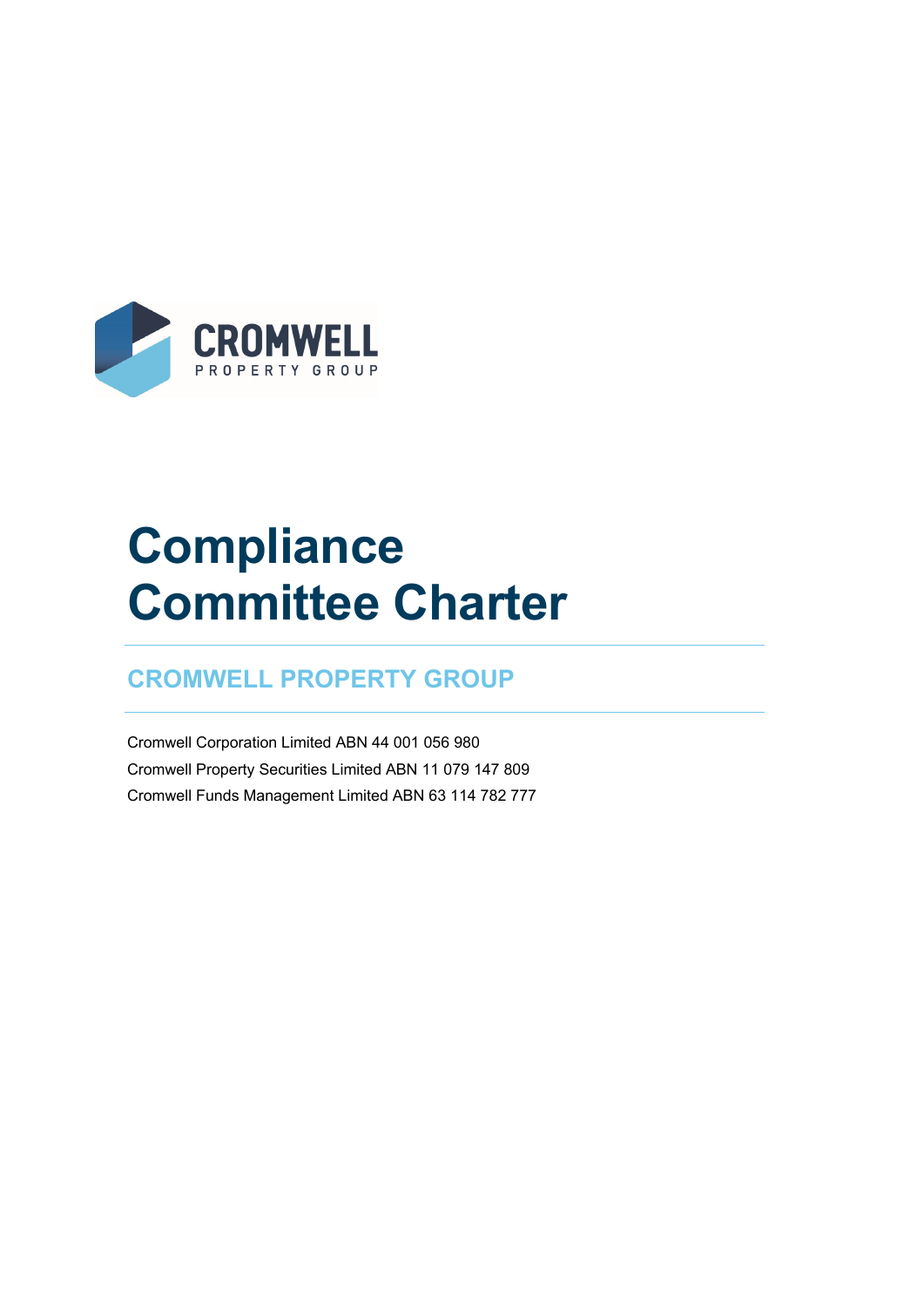# Compliance Committee Charter

## CROMWELL PROPERTY GROUP

Cromwell Corporation Limited ABN 44 001 056 980

Cromwell Property Securities Limited ABN 11 079 147 809

Cromwell Funds Management Limited ABN 63 114 782 777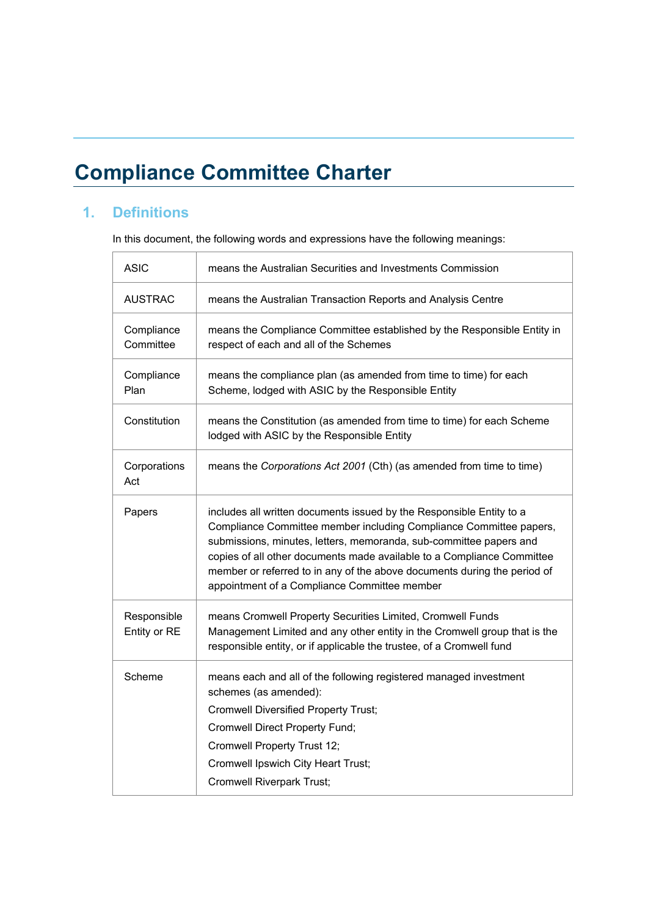# Compliance Committee Charter

## 1. Definitions

In this document, the following words and expressions have the following meanings:

| | |
|---|---|
| ASIC | means the Australian Securities and Investments Commission |
| AUSTRAC | means the Australian Transaction Reports and Analysis Centre |
| Compliance Committee | means the Compliance Committee established by the Responsible Entity in respect of each and all of the Schemes |
| Compliance Plan | means the compliance plan (as amended from time to time) for each Scheme, lodged with ASIC by the Responsible Entity |
| Constitution | means the Constitution (as amended from time to time) for each Scheme lodged with ASIC by the Responsible Entity |
| Corporations Act | means the *Corporations Act 2001* (Cth) (as amended from time to time) |
| Papers | includes all written documents issued by the Responsible Entity to a Compliance Committee member including Compliance Committee papers, submissions, minutes, letters, memoranda, sub-committee papers and copies of all other documents made available to a Compliance Committee member or referred to in any of the above documents during the period of appointment of a Compliance Committee member |
| Responsible Entity or RE | means Cromwell Property Securities Limited, Cromwell Funds Management Limited and any other entity in the Cromwell group that is the responsible entity, or if applicable the trustee, of a Cromwell fund |
| Scheme | means each and all of the following registered managed investment schemes (as amended):<br>Cromwell Diversified Property Trust;<br>Cromwell Direct Property Fund;<br>Cromwell Property Trust 12;<br>Cromwell Ipswich City Heart Trust;<br>Cromwell Riverpark Trust; |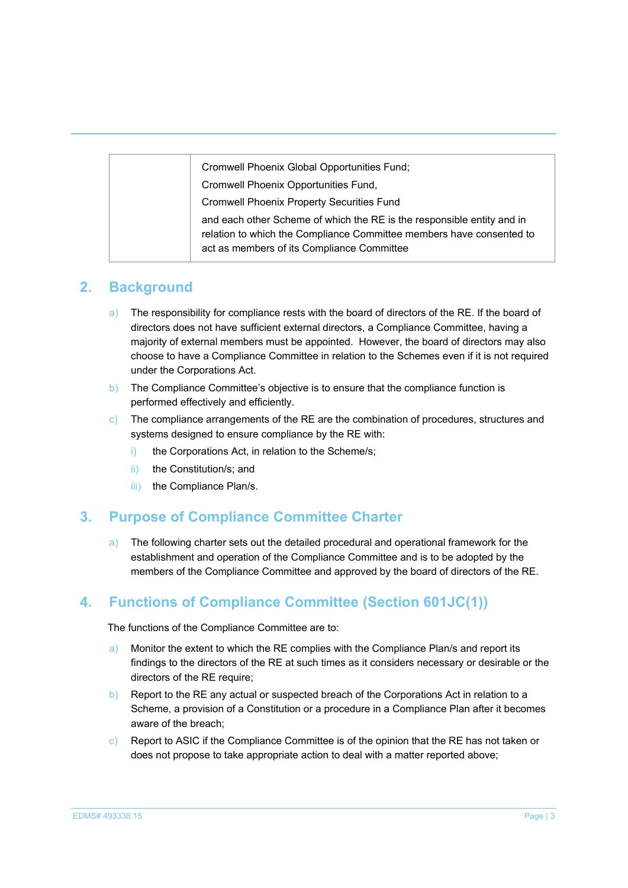| | |
|---|---|
| | Cromwell Phoenix Global Opportunities Fund;<br>Cromwell Phoenix Opportunities Fund,<br>Cromwell Phoenix Property Securities Fund<br>and each other Scheme of which the RE is the responsible entity and in relation to which the Compliance Committee members have consented to act as members of its Compliance Committee |

## 2. Background

a) The responsibility for compliance rests with the board of directors of the RE. If the board of directors does not have sufficient external directors, a Compliance Committee, having a majority of external members must be appointed. However, the board of directors may also choose to have a Compliance Committee in relation to the Schemes even if it is not required under the Corporations Act.

b) The Compliance Committee's objective is to ensure that the compliance function is performed effectively and efficiently.

c) The compliance arrangements of the RE are the combination of procedures, structures and systems designed to ensure compliance by the RE with:

   i) the Corporations Act, in relation to the Scheme/s;

   ii) the Constitution/s; and

   iii) the Compliance Plan/s.

## 3. Purpose of Compliance Committee Charter

a) The following charter sets out the detailed procedural and operational framework for the establishment and operation of the Compliance Committee and is to be adopted by the members of the Compliance Committee and approved by the board of directors of the RE.

## 4. Functions of Compliance Committee (Section 601JC(1))

The functions of the Compliance Committee are to:

a) Monitor the extent to which the RE complies with the Compliance Plan/s and report its findings to the directors of the RE at such times as it considers necessary or desirable or the directors of the RE require;

b) Report to the RE any actual or suspected breach of the Corporations Act in relation to a Scheme, a provision of a Constitution or a procedure in a Compliance Plan after it becomes aware of the breach;

c) Report to ASIC if the Compliance Committee is of the opinion that the RE has not taken or does not propose to take appropriate action to deal with a matter reported above;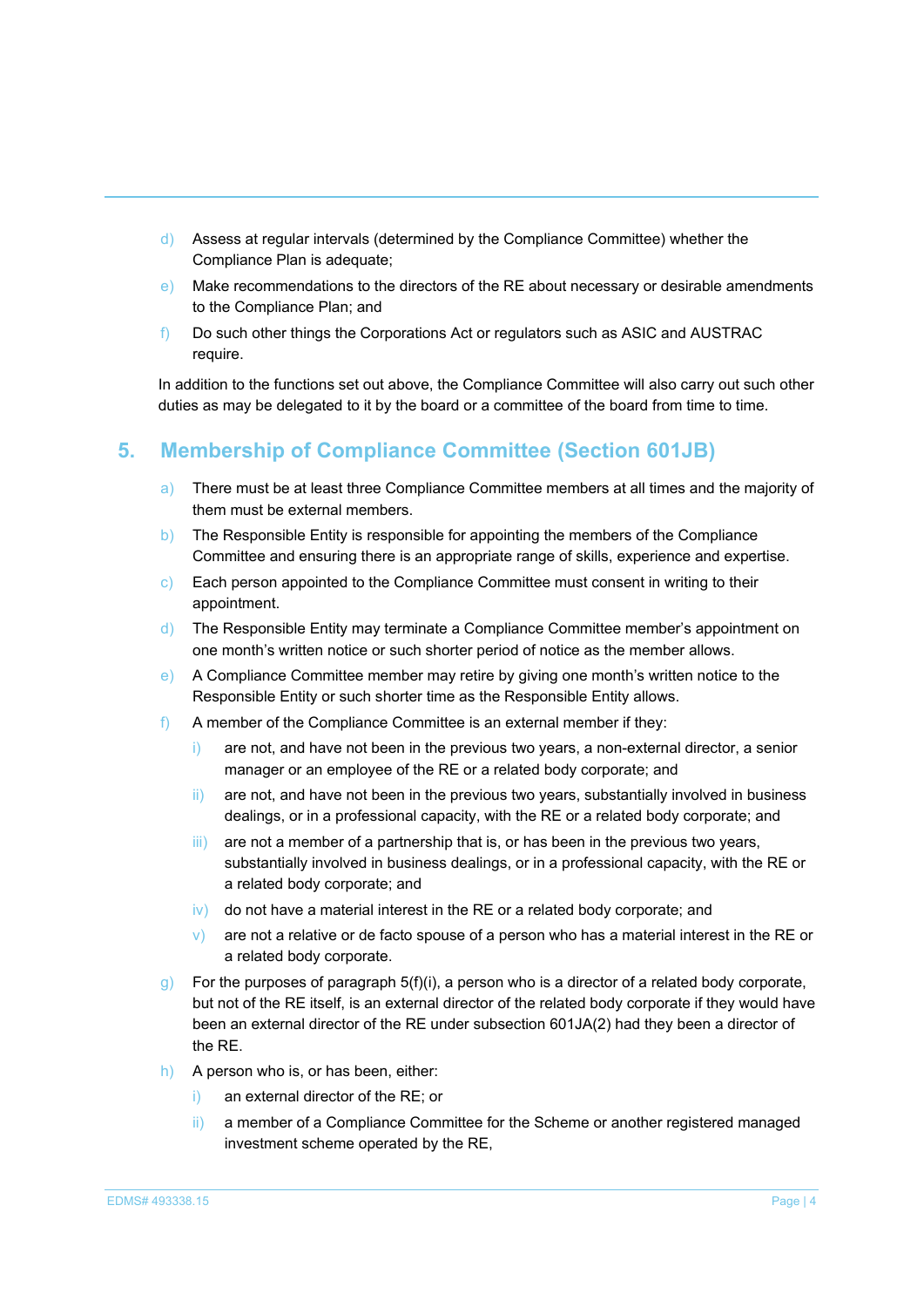d) Assess at regular intervals (determined by the Compliance Committee) whether the Compliance Plan is adequate;

e) Make recommendations to the directors of the RE about necessary or desirable amendments to the Compliance Plan; and

f) Do such other things the Corporations Act or regulators such as ASIC and AUSTRAC require.

In addition to the functions set out above, the Compliance Committee will also carry out such other duties as may be delegated to it by the board or a committee of the board from time to time.

## 5. Membership of Compliance Committee (Section 601JB)

a) There must be at least three Compliance Committee members at all times and the majority of them must be external members.

b) The Responsible Entity is responsible for appointing the members of the Compliance Committee and ensuring there is an appropriate range of skills, experience and expertise.

c) Each person appointed to the Compliance Committee must consent in writing to their appointment.

d) The Responsible Entity may terminate a Compliance Committee member's appointment on one month's written notice or such shorter period of notice as the member allows.

e) A Compliance Committee member may retire by giving one month's written notice to the Responsible Entity or such shorter time as the Responsible Entity allows.

f) A member of the Compliance Committee is an external member if they:

   i) are not, and have not been in the previous two years, a non-external director, a senior manager or an employee of the RE or a related body corporate; and

   ii) are not, and have not been in the previous two years, substantially involved in business dealings, or in a professional capacity, with the RE or a related body corporate; and

   iii) are not a member of a partnership that is, or has been in the previous two years, substantially involved in business dealings, or in a professional capacity, with the RE or a related body corporate; and

   iv) do not have a material interest in the RE or a related body corporate; and

   v) are not a relative or de facto spouse of a person who has a material interest in the RE or a related body corporate.

g) For the purposes of paragraph 5(f)(i), a person who is a director of a related body corporate, but not of the RE itself, is an external director of the related body corporate if they would have been an external director of the RE under subsection 601JA(2) had they been a director of the RE.

h) A person who is, or has been, either:

   i) an external director of the RE; or

   ii) a member of a Compliance Committee for the Scheme or another registered managed investment scheme operated by the RE,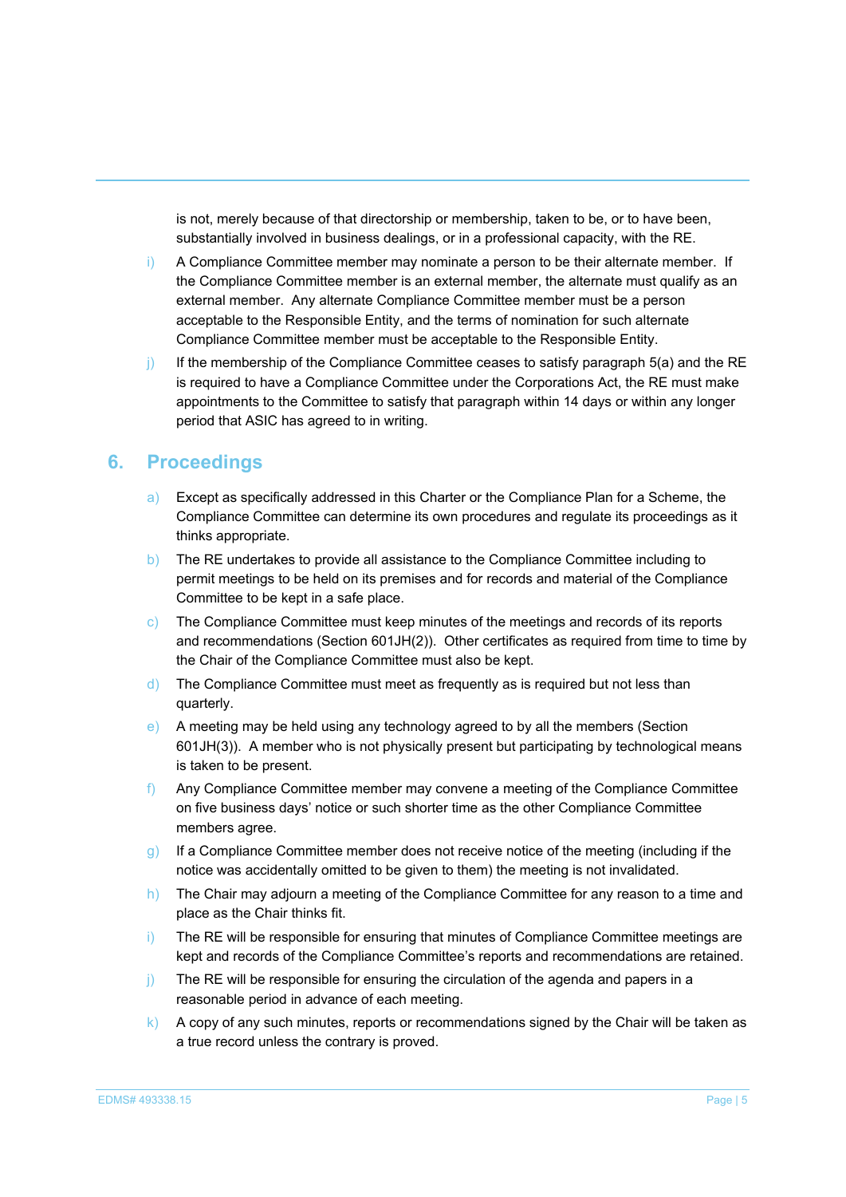is not, merely because of that directorship or membership, taken to be, or to have been, substantially involved in business dealings, or in a professional capacity, with the RE.

i) A Compliance Committee member may nominate a person to be their alternate member. If the Compliance Committee member is an external member, the alternate must qualify as an external member. Any alternate Compliance Committee member must be a person acceptable to the Responsible Entity, and the terms of nomination for such alternate Compliance Committee member must be acceptable to the Responsible Entity.

j) If the membership of the Compliance Committee ceases to satisfy paragraph 5(a) and the RE is required to have a Compliance Committee under the Corporations Act, the RE must make appointments to the Committee to satisfy that paragraph within 14 days or within any longer period that ASIC has agreed to in writing.

## 6. Proceedings

a) Except as specifically addressed in this Charter or the Compliance Plan for a Scheme, the Compliance Committee can determine its own procedures and regulate its proceedings as it thinks appropriate.

b) The RE undertakes to provide all assistance to the Compliance Committee including to permit meetings to be held on its premises and for records and material of the Compliance Committee to be kept in a safe place.

c) The Compliance Committee must keep minutes of the meetings and records of its reports and recommendations (Section 601JH(2)). Other certificates as required from time to time by the Chair of the Compliance Committee must also be kept.

d) The Compliance Committee must meet as frequently as is required but not less than quarterly.

e) A meeting may be held using any technology agreed to by all the members (Section 601JH(3)). A member who is not physically present but participating by technological means is taken to be present.

f) Any Compliance Committee member may convene a meeting of the Compliance Committee on five business days' notice or such shorter time as the other Compliance Committee members agree.

g) If a Compliance Committee member does not receive notice of the meeting (including if the notice was accidentally omitted to be given to them) the meeting is not invalidated.

h) The Chair may adjourn a meeting of the Compliance Committee for any reason to a time and place as the Chair thinks fit.

i) The RE will be responsible for ensuring that minutes of Compliance Committee meetings are kept and records of the Compliance Committee's reports and recommendations are retained.

j) The RE will be responsible for ensuring the circulation of the agenda and papers in a reasonable period in advance of each meeting.

k) A copy of any such minutes, reports or recommendations signed by the Chair will be taken as a true record unless the contrary is proved.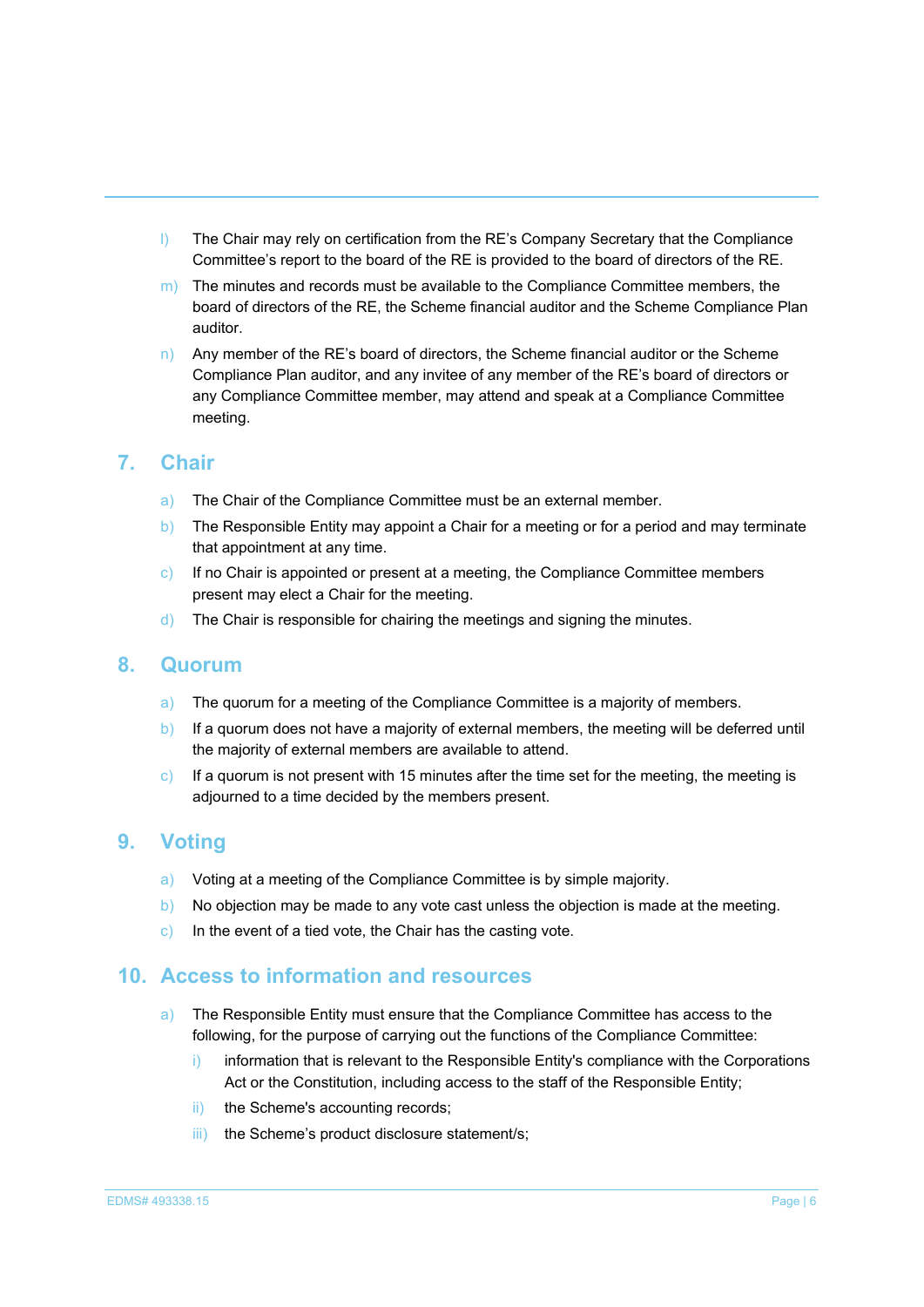l) The Chair may rely on certification from the RE's Company Secretary that the Compliance Committee's report to the board of the RE is provided to the board of directors of the RE.

m) The minutes and records must be available to the Compliance Committee members, the board of directors of the RE, the Scheme financial auditor and the Scheme Compliance Plan auditor.

n) Any member of the RE's board of directors, the Scheme financial auditor or the Scheme Compliance Plan auditor, and any invitee of any member of the RE's board of directors or any Compliance Committee member, may attend and speak at a Compliance Committee meeting.

## 7. Chair

a) The Chair of the Compliance Committee must be an external member.

b) The Responsible Entity may appoint a Chair for a meeting or for a period and may terminate that appointment at any time.

c) If no Chair is appointed or present at a meeting, the Compliance Committee members present may elect a Chair for the meeting.

d) The Chair is responsible for chairing the meetings and signing the minutes.

## 8. Quorum

a) The quorum for a meeting of the Compliance Committee is a majority of members.

b) If a quorum does not have a majority of external members, the meeting will be deferred until the majority of external members are available to attend.

c) If a quorum is not present with 15 minutes after the time set for the meeting, the meeting is adjourned to a time decided by the members present.

## 9. Voting

a) Voting at a meeting of the Compliance Committee is by simple majority.

b) No objection may be made to any vote cast unless the objection is made at the meeting.

c) In the event of a tied vote, the Chair has the casting vote.

## 10. Access to information and resources

a) The Responsible Entity must ensure that the Compliance Committee has access to the following, for the purpose of carrying out the functions of the Compliance Committee:

   i) information that is relevant to the Responsible Entity's compliance with the Corporations Act or the Constitution, including access to the staff of the Responsible Entity;

   ii) the Scheme's accounting records;

   iii) the Scheme's product disclosure statement/s;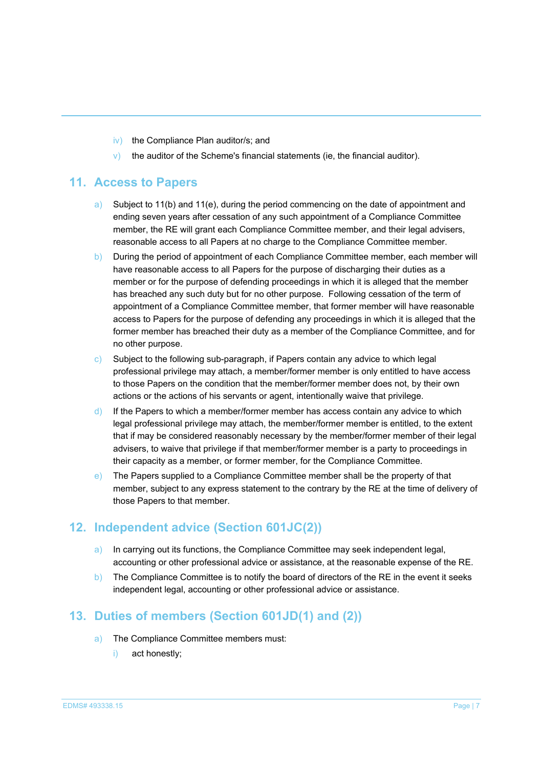iv) the Compliance Plan auditor/s; and
   v) the auditor of the Scheme's financial statements (ie, the financial auditor).

## 11. Access to Papers

a) Subject to 11(b) and 11(e), during the period commencing on the date of appointment and ending seven years after cessation of any such appointment of a Compliance Committee member, the RE will grant each Compliance Committee member, and their legal advisers, reasonable access to all Papers at no charge to the Compliance Committee member.

b) During the period of appointment of each Compliance Committee member, each member will have reasonable access to all Papers for the purpose of discharging their duties as a member or for the purpose of defending proceedings in which it is alleged that the member has breached any such duty but for no other purpose. Following cessation of the term of appointment of a Compliance Committee member, that former member will have reasonable access to Papers for the purpose of defending any proceedings in which it is alleged that the former member has breached their duty as a member of the Compliance Committee, and for no other purpose.

c) Subject to the following sub-paragraph, if Papers contain any advice to which legal professional privilege may attach, a member/former member is only entitled to have access to those Papers on the condition that the member/former member does not, by their own actions or the actions of his servants or agent, intentionally waive that privilege.

d) If the Papers to which a member/former member has access contain any advice to which legal professional privilege may attach, the member/former member is entitled, to the extent that if may be considered reasonably necessary by the member/former member of their legal advisers, to waive that privilege if that member/former member is a party to proceedings in their capacity as a member, or former member, for the Compliance Committee.

e) The Papers supplied to a Compliance Committee member shall be the property of that member, subject to any express statement to the contrary by the RE at the time of delivery of those Papers to that member.

## 12. Independent advice (Section 601JC(2))

a) In carrying out its functions, the Compliance Committee may seek independent legal, accounting or other professional advice or assistance, at the reasonable expense of the RE.

b) The Compliance Committee is to notify the board of directors of the RE in the event it seeks independent legal, accounting or other professional advice or assistance.

## 13. Duties of members (Section 601JD(1) and (2))

a) The Compliance Committee members must:
   i) act honestly;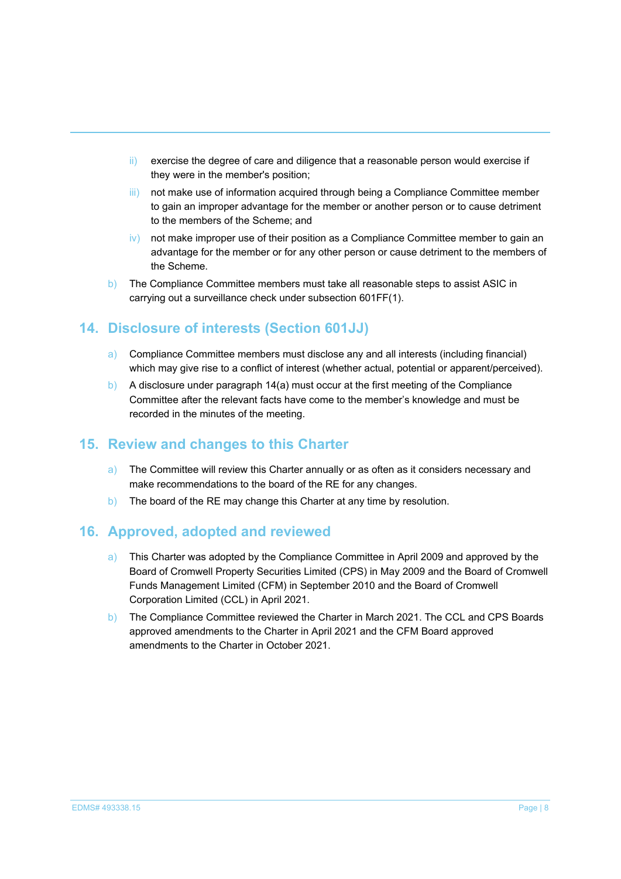ii) exercise the degree of care and diligence that a reasonable person would exercise if they were in the member's position;

iii) not make use of information acquired through being a Compliance Committee member to gain an improper advantage for the member or another person or to cause detriment to the members of the Scheme; and

iv) not make improper use of their position as a Compliance Committee member to gain an advantage for the member or for any other person or cause detriment to the members of the Scheme.

b) The Compliance Committee members must take all reasonable steps to assist ASIC in carrying out a surveillance check under subsection 601FF(1).

## 14. Disclosure of interests (Section 601JJ)

a) Compliance Committee members must disclose any and all interests (including financial) which may give rise to a conflict of interest (whether actual, potential or apparent/perceived).

b) A disclosure under paragraph 14(a) must occur at the first meeting of the Compliance Committee after the relevant facts have come to the member's knowledge and must be recorded in the minutes of the meeting.

## 15. Review and changes to this Charter

a) The Committee will review this Charter annually or as often as it considers necessary and make recommendations to the board of the RE for any changes.

b) The board of the RE may change this Charter at any time by resolution.

## 16. Approved, adopted and reviewed

a) This Charter was adopted by the Compliance Committee in April 2009 and approved by the Board of Cromwell Property Securities Limited (CPS) in May 2009 and the Board of Cromwell Funds Management Limited (CFM) in September 2010 and the Board of Cromwell Corporation Limited (CCL) in April 2021.

b) The Compliance Committee reviewed the Charter in March 2021. The CCL and CPS Boards approved amendments to the Charter in April 2021 and the CFM Board approved amendments to the Charter in October 2021.